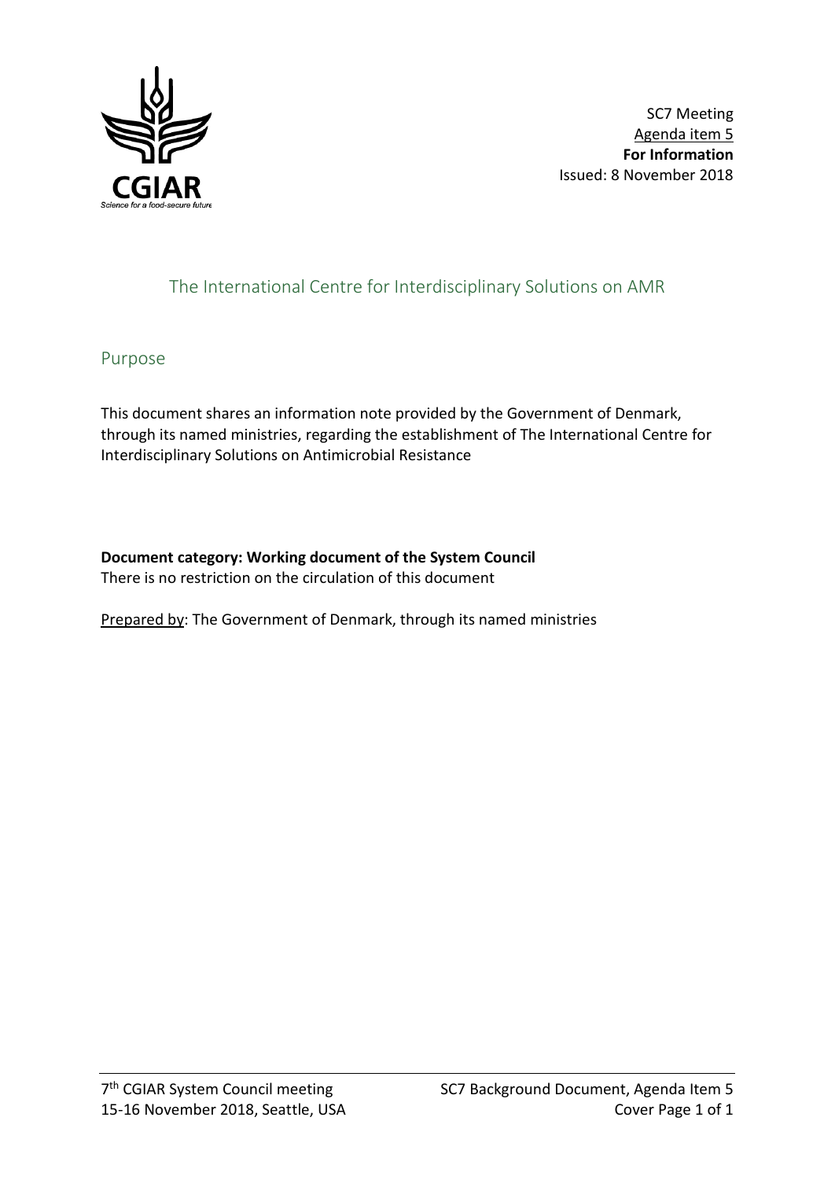SC7 Meeting
Agenda item 5
**For Information**
Issued: 8 November 2018

# The International Centre for Interdisciplinary Solutions on AMR

## Purpose

This document shares an information note provided by the Government of Denmark, through its named ministries, regarding the establishment of The International Centre for Interdisciplinary Solutions on Antimicrobial Resistance

**Document category: Working document of the System Council**
There is no restriction on the circulation of this document

Prepared by: The Government of Denmark, through its named ministries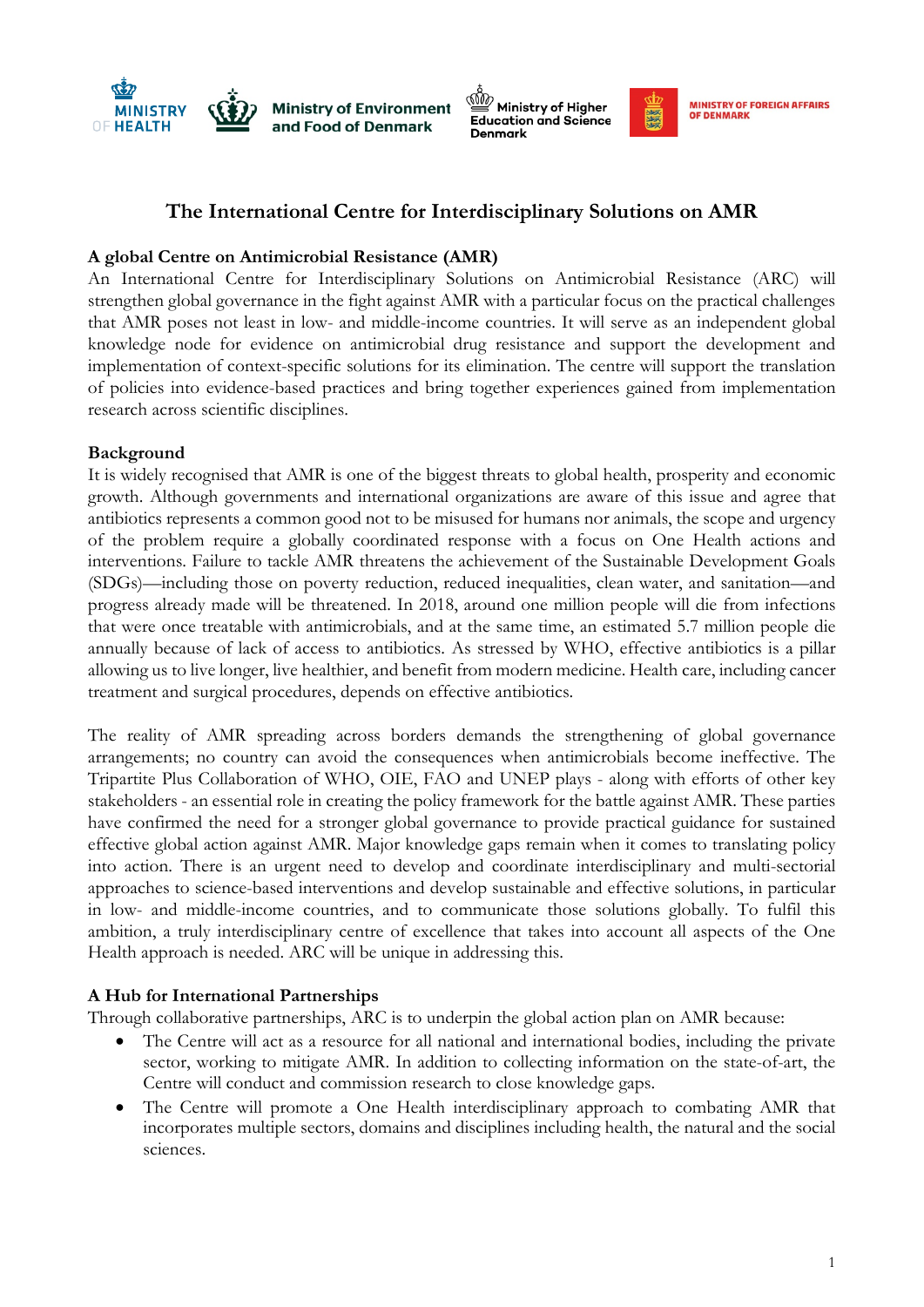# The International Centre for Interdisciplinary Solutions on AMR

## A global Centre on Antimicrobial Resistance (AMR)

An International Centre for Interdisciplinary Solutions on Antimicrobial Resistance (ARC) will strengthen global governance in the fight against AMR with a particular focus on the practical challenges that AMR poses not least in low- and middle-income countries. It will serve as an independent global knowledge node for evidence on antimicrobial drug resistance and support the development and implementation of context-specific solutions for its elimination. The centre will support the translation of policies into evidence-based practices and bring together experiences gained from implementation research across scientific disciplines.

## Background

It is widely recognised that AMR is one of the biggest threats to global health, prosperity and economic growth. Although governments and international organizations are aware of this issue and agree that antibiotics represents a common good not to be misused for humans nor animals, the scope and urgency of the problem require a globally coordinated response with a focus on One Health actions and interventions. Failure to tackle AMR threatens the achievement of the Sustainable Development Goals (SDGs)—including those on poverty reduction, reduced inequalities, clean water, and sanitation—and progress already made will be threatened. In 2018, around one million people will die from infections that were once treatable with antimicrobials, and at the same time, an estimated 5.7 million people die annually because of lack of access to antibiotics. As stressed by WHO, effective antibiotics is a pillar allowing us to live longer, live healthier, and benefit from modern medicine. Health care, including cancer treatment and surgical procedures, depends on effective antibiotics.

The reality of AMR spreading across borders demands the strengthening of global governance arrangements; no country can avoid the consequences when antimicrobials become ineffective. The Tripartite Plus Collaboration of WHO, OIE, FAO and UNEP plays - along with efforts of other key stakeholders - an essential role in creating the policy framework for the battle against AMR. These parties have confirmed the need for a stronger global governance to provide practical guidance for sustained effective global action against AMR. Major knowledge gaps remain when it comes to translating policy into action. There is an urgent need to develop and coordinate interdisciplinary and multi-sectorial approaches to science-based interventions and develop sustainable and effective solutions, in particular in low- and middle-income countries, and to communicate those solutions globally. To fulfil this ambition, a truly interdisciplinary centre of excellence that takes into account all aspects of the One Health approach is needed. ARC will be unique in addressing this.

## A Hub for International Partnerships

Through collaborative partnerships, ARC is to underpin the global action plan on AMR because:

- The Centre will act as a resource for all national and international bodies, including the private sector, working to mitigate AMR. In addition to collecting information on the state-of-art, the Centre will conduct and commission research to close knowledge gaps.
- The Centre will promote a One Health interdisciplinary approach to combating AMR that incorporates multiple sectors, domains and disciplines including health, the natural and the social sciences.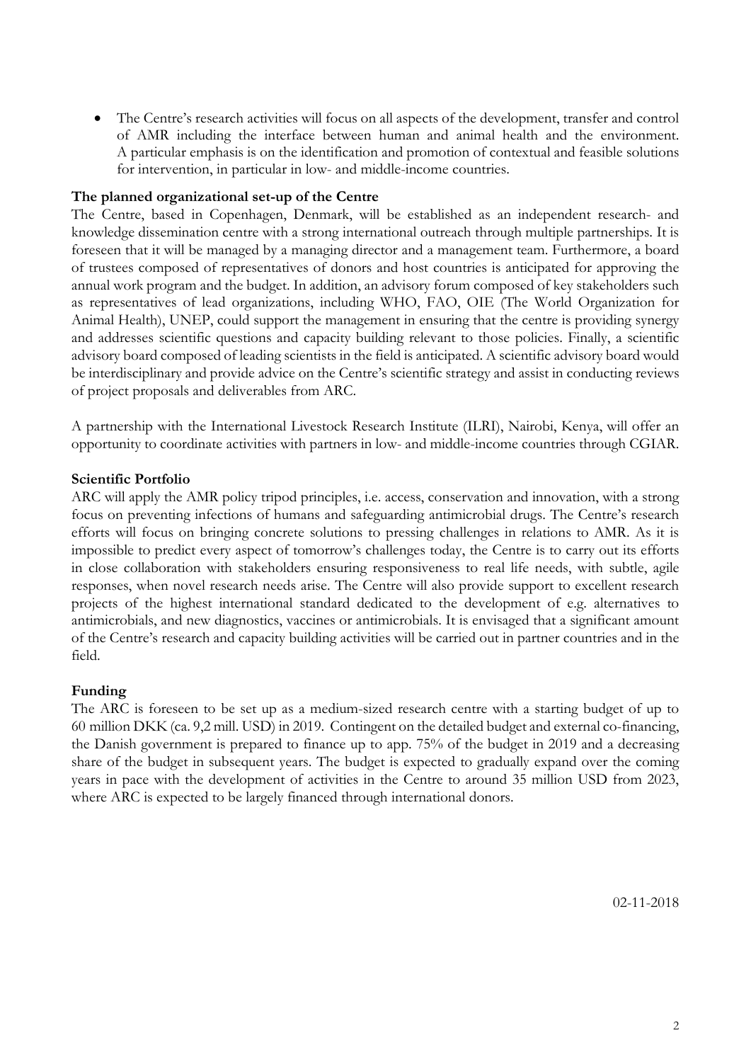- The Centre's research activities will focus on all aspects of the development, transfer and control of AMR including the interface between human and animal health and the environment. A particular emphasis is on the identification and promotion of contextual and feasible solutions for intervention, in particular in low- and middle-income countries.

**The planned organizational set-up of the Centre**

The Centre, based in Copenhagen, Denmark, will be established as an independent research- and knowledge dissemination centre with a strong international outreach through multiple partnerships. It is foreseen that it will be managed by a managing director and a management team. Furthermore, a board of trustees composed of representatives of donors and host countries is anticipated for approving the annual work program and the budget. In addition, an advisory forum composed of key stakeholders such as representatives of lead organizations, including WHO, FAO, OIE (The World Organization for Animal Health), UNEP, could support the management in ensuring that the centre is providing synergy and addresses scientific questions and capacity building relevant to those policies. Finally, a scientific advisory board composed of leading scientists in the field is anticipated. A scientific advisory board would be interdisciplinary and provide advice on the Centre's scientific strategy and assist in conducting reviews of project proposals and deliverables from ARC.

A partnership with the International Livestock Research Institute (ILRI), Nairobi, Kenya, will offer an opportunity to coordinate activities with partners in low- and middle-income countries through CGIAR.

**Scientific Portfolio**

ARC will apply the AMR policy tripod principles, i.e. access, conservation and innovation, with a strong focus on preventing infections of humans and safeguarding antimicrobial drugs. The Centre's research efforts will focus on bringing concrete solutions to pressing challenges in relations to AMR. As it is impossible to predict every aspect of tomorrow's challenges today, the Centre is to carry out its efforts in close collaboration with stakeholders ensuring responsiveness to real life needs, with subtle, agile responses, when novel research needs arise. The Centre will also provide support to excellent research projects of the highest international standard dedicated to the development of e.g. alternatives to antimicrobials, and new diagnostics, vaccines or antimicrobials. It is envisaged that a significant amount of the Centre's research and capacity building activities will be carried out in partner countries and in the field.

**Funding**

The ARC is foreseen to be set up as a medium-sized research centre with a starting budget of up to 60 million DKK (ca. 9,2 mill. USD) in 2019. Contingent on the detailed budget and external co-financing, the Danish government is prepared to finance up to app. 75% of the budget in 2019 and a decreasing share of the budget in subsequent years. The budget is expected to gradually expand over the coming years in pace with the development of activities in the Centre to around 35 million USD from 2023, where ARC is expected to be largely financed through international donors.

02-11-2018